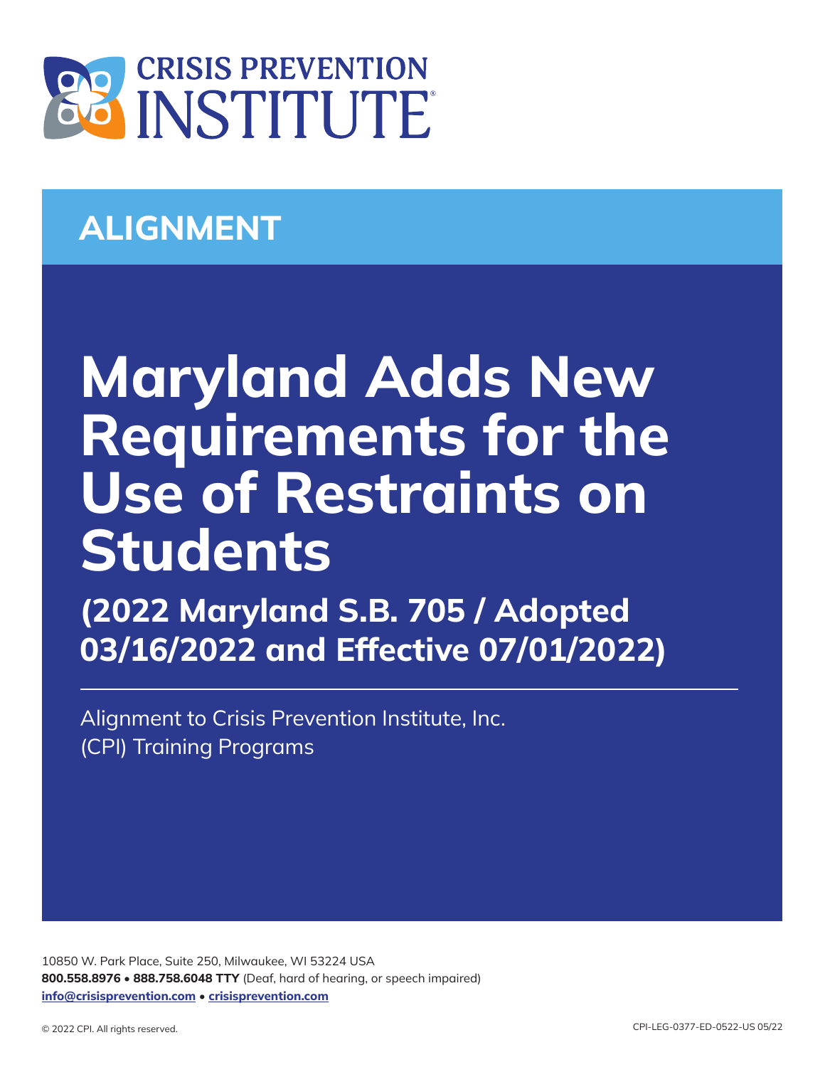CRISIS PREVENTION INSTITUTE

## ALIGNMENT

# Maryland Adds New Requirements for the Use of Restraints on Students

## (2022 Maryland S.B. 705 / Adopted 03/16/2022 and Effective 07/01/2022)

Alignment to Crisis Prevention Institute, Inc. (CPI) Training Programs

10850 W. Park Place, Suite 250, Milwaukee, WI 53224 USA
**800.558.8976 • 888.758.6048 TTY** (Deaf, hard of hearing, or speech impaired)
**info@crisisprevention.com • crisisprevention.com**

© 2022 CPI. All rights reserved.

CPI-LEG-0377-ED-0522-US 05/22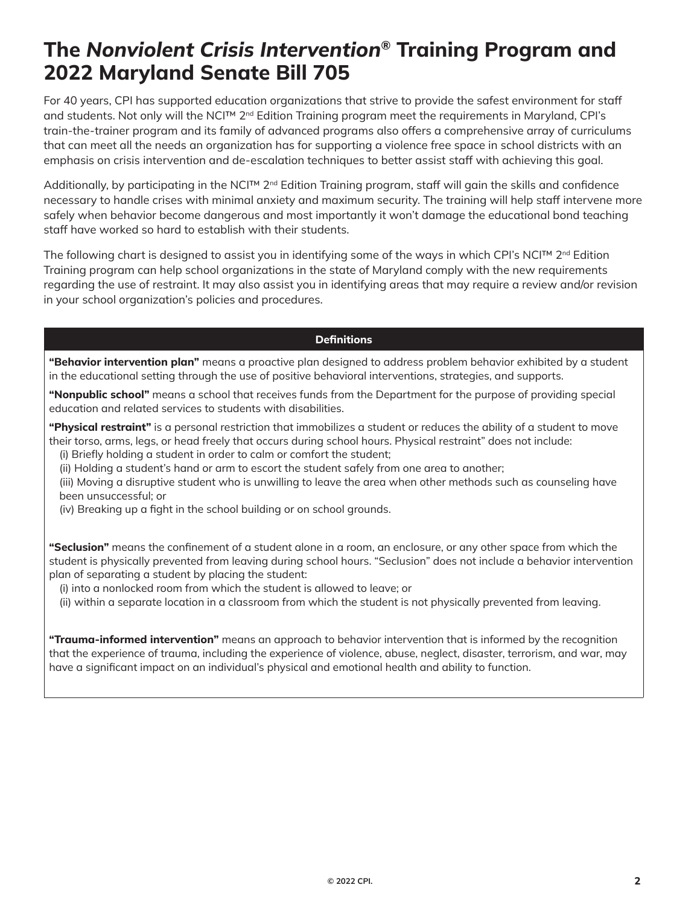# The *Nonviolent Crisis Intervention®* Training Program and 2022 Maryland Senate Bill 705

For 40 years, CPI has supported education organizations that strive to provide the safest environment for staff and students. Not only will the NCI™ 2nd Edition Training program meet the requirements in Maryland, CPI's train-the-trainer program and its family of advanced programs also offers a comprehensive array of curriculums that can meet all the needs an organization has for supporting a violence free space in school districts with an emphasis on crisis intervention and de-escalation techniques to better assist staff with achieving this goal.

Additionally, by participating in the NCI™ 2nd Edition Training program, staff will gain the skills and confidence necessary to handle crises with minimal anxiety and maximum security. The training will help staff intervene more safely when behavior become dangerous and most importantly it won't damage the educational bond teaching staff have worked so hard to establish with their students.

The following chart is designed to assist you in identifying some of the ways in which CPI's NCI™ 2nd Edition Training program can help school organizations in the state of Maryland comply with the new requirements regarding the use of restraint. It may also assist you in identifying areas that may require a review and/or revision in your school organization's policies and procedures.

| Definitions |
|---|
| **"Behavior intervention plan"** means a proactive plan designed to address problem behavior exhibited by a student in the educational setting through the use of positive behavioral interventions, strategies, and supports.<br><br>**"Nonpublic school"** means a school that receives funds from the Department for the purpose of providing special education and related services to students with disabilities.<br><br>**"Physical restraint"** is a personal restriction that immobilizes a student or reduces the ability of a student to move their torso, arms, legs, or head freely that occurs during school hours. Physical restraint" does not include:<br>(i) Briefly holding a student in order to calm or comfort the student;<br>(ii) Holding a student's hand or arm to escort the student safely from one area to another;<br>(iii) Moving a disruptive student who is unwilling to leave the area when other methods such as counseling have been unsuccessful; or<br>(iv) Breaking up a fight in the school building or on school grounds.<br><br>**"Seclusion"** means the confinement of a student alone in a room, an enclosure, or any other space from which the student is physically prevented from leaving during school hours. "Seclusion" does not include a behavior intervention plan of separating a student by placing the student:<br>(i) into a nonlocked room from which the student is allowed to leave; or<br>(ii) within a separate location in a classroom from which the student is not physically prevented from leaving.<br><br>**"Trauma-informed intervention"** means an approach to behavior intervention that is informed by the recognition that the experience of trauma, including the experience of violence, abuse, neglect, disaster, terrorism, and war, may have a significant impact on an individual's physical and emotional health and ability to function. |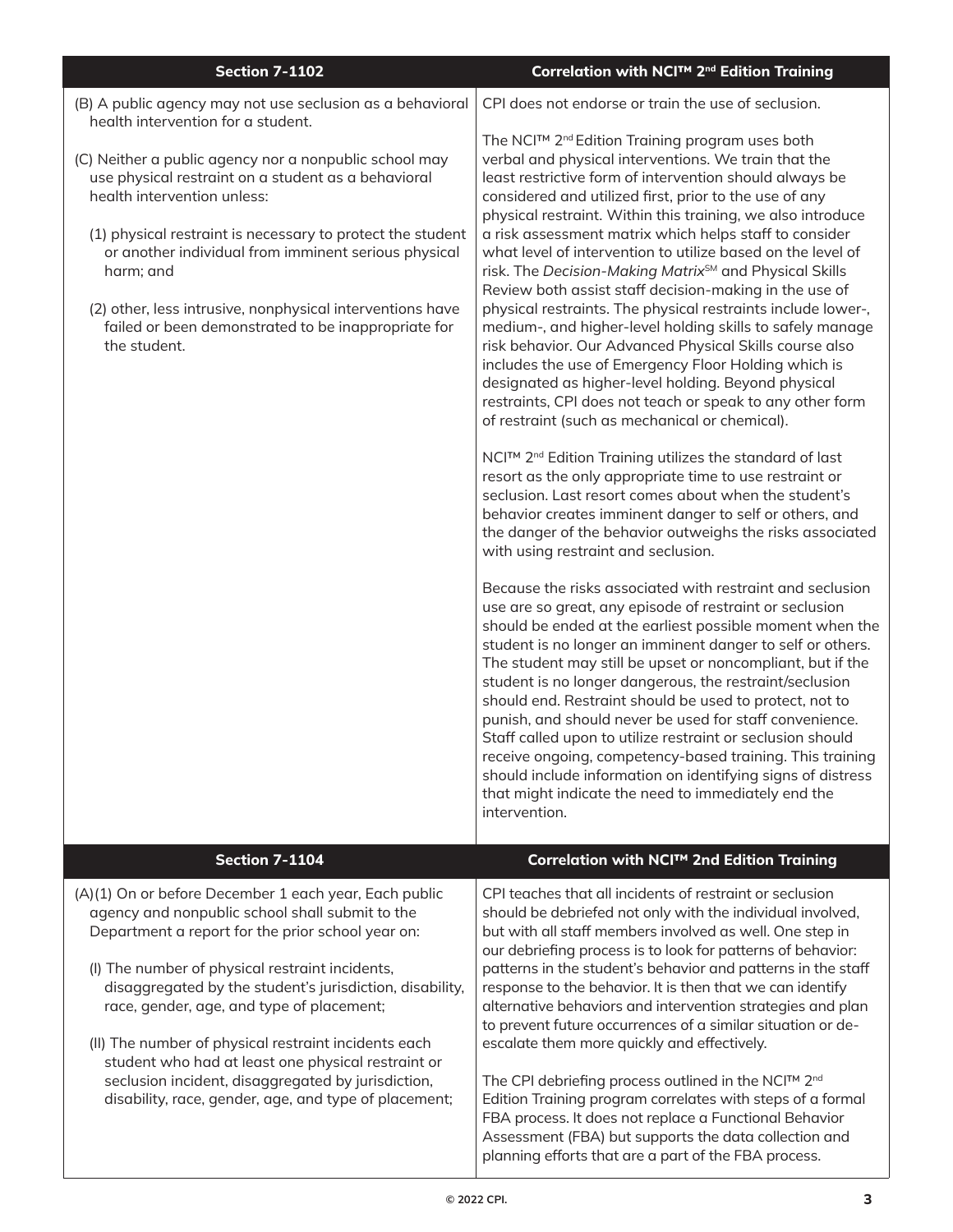| Section 7-1102 | Correlation with NCI™ 2nd Edition Training |
|---|---|
| (B) A public agency may not use seclusion as a behavioral health intervention for a student.<br><br>(C) Neither a public agency nor a nonpublic school may use physical restraint on a student as a behavioral health intervention unless:<br><br>(1) physical restraint is necessary to protect the student or another individual from imminent serious physical harm; and<br><br>(2) other, less intrusive, nonphysical interventions have failed or been demonstrated to be inappropriate for the student. | CPI does not endorse or train the use of seclusion.<br><br>The NCI™ 2nd Edition Training program uses both verbal and physical interventions. We train that the least restrictive form of intervention should always be considered and utilized first, prior to the use of any physical restraint. Within this training, we also introduce a risk assessment matrix which helps staff to consider what level of intervention to utilize based on the level of risk. The *Decision-Making Matrix*SM and Physical Skills Review both assist staff decision-making in the use of physical restraints. The physical restraints include lower-, medium-, and higher-level holding skills to safely manage risk behavior. Our Advanced Physical Skills course also includes the use of Emergency Floor Holding which is designated as higher-level holding. Beyond physical restraints, CPI does not teach or speak to any other form of restraint (such as mechanical or chemical).<br><br>NCI™ 2nd Edition Training utilizes the standard of last resort as the only appropriate time to use restraint or seclusion. Last resort comes about when the student's behavior creates imminent danger to self or others, and the danger of the behavior outweighs the risks associated with using restraint and seclusion.<br><br>Because the risks associated with restraint and seclusion use are so great, any episode of restraint or seclusion should be ended at the earliest possible moment when the student is no longer an imminent danger to self or others. The student may still be upset or noncompliant, but if the student is no longer dangerous, the restraint/seclusion should end. Restraint should be used to protect, not to punish, and should never be used for staff convenience. Staff called upon to utilize restraint or seclusion should receive ongoing, competency-based training. This training should include information on identifying signs of distress that might indicate the need to immediately end the intervention. |

| Section 7-1104 | Correlation with NCI™ 2nd Edition Training |
|---|---|
| (A)(1) On or before December 1 each year, Each public agency and nonpublic school shall submit to the Department a report for the prior school year on:<br><br>(I) The number of physical restraint incidents, disaggregated by the student's jurisdiction, disability, race, gender, age, and type of placement;<br><br>(II) The number of physical restraint incidents each student who had at least one physical restraint or seclusion incident, disaggregated by jurisdiction, disability, race, gender, age, and type of placement; | CPI teaches that all incidents of restraint or seclusion should be debriefed not only with the individual involved, but with all staff members involved as well. One step in our debriefing process is to look for patterns of behavior: patterns in the student's behavior and patterns in the staff response to the behavior. It is then that we can identify alternative behaviors and intervention strategies and plan to prevent future occurrences of a similar situation or de-escalate them more quickly and effectively.<br><br>The CPI debriefing process outlined in the NCI™ 2nd Edition Training program correlates with steps of a formal FBA process. It does not replace a Functional Behavior Assessment (FBA) but supports the data collection and planning efforts that are a part of the FBA process. |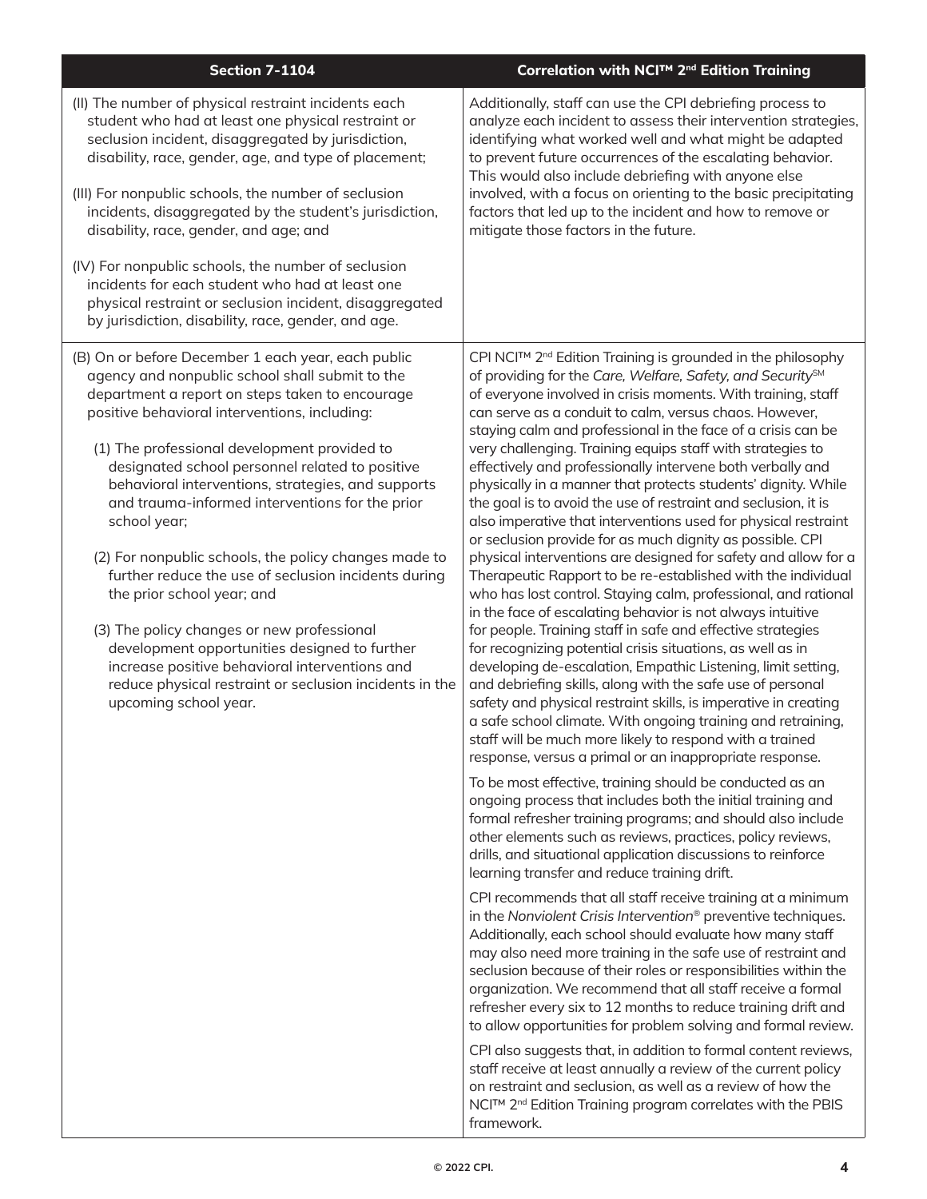| Section 7-1104 | Correlation with NCI™ 2nd Edition Training |
| --- | --- |
| (II) The number of physical restraint incidents each student who had at least one physical restraint or seclusion incident, disaggregated by jurisdiction, disability, race, gender, age, and type of placement;<br><br>(III) For nonpublic schools, the number of seclusion incidents, disaggregated by the student's jurisdiction, disability, race, gender, and age; and<br><br>(IV) For nonpublic schools, the number of seclusion incidents for each student who had at least one physical restraint or seclusion incident, disaggregated by jurisdiction, disability, race, gender, and age. | Additionally, staff can use the CPI debriefing process to analyze each incident to assess their intervention strategies, identifying what worked well and what might be adapted to prevent future occurrences of the escalating behavior. This would also include debriefing with anyone else involved, with a focus on orienting to the basic precipitating factors that led up to the incident and how to remove or mitigate those factors in the future. |
| (B) On or before December 1 each year, each public agency and nonpublic school shall submit to the department a report on steps taken to encourage positive behavioral interventions, including:<br><br>(1) The professional development provided to designated school personnel related to positive behavioral interventions, strategies, and supports and trauma-informed interventions for the prior school year;<br><br>(2) For nonpublic schools, the policy changes made to further reduce the use of seclusion incidents during the prior school year; and<br><br>(3) The policy changes or new professional development opportunities designed to further increase positive behavioral interventions and reduce physical restraint or seclusion incidents in the upcoming school year. | CPI NCI™ 2nd Edition Training is grounded in the philosophy of providing for the *Care, Welfare, Safety, and Security*SM of everyone involved in crisis moments. With training, staff can serve as a conduit to calm, versus chaos. However, staying calm and professional in the face of a crisis can be very challenging. Training equips staff with strategies to effectively and professionally intervene both verbally and physically in a manner that protects students' dignity. While the goal is to avoid the use of restraint and seclusion, it is also imperative that interventions used for physical restraint or seclusion provide for as much dignity as possible. CPI physical interventions are designed for safety and allow for a Therapeutic Rapport to be re-established with the individual who has lost control. Staying calm, professional, and rational in the face of escalating behavior is not always intuitive for people. Training staff in safe and effective strategies for recognizing potential crisis situations, as well as in developing de-escalation, Empathic Listening, limit setting, and debriefing skills, along with the safe use of personal safety and physical restraint skills, is imperative in creating a safe school climate. With ongoing training and retraining, staff will be much more likely to respond with a trained response, versus a primal or an inappropriate response.<br><br>To be most effective, training should be conducted as an ongoing process that includes both the initial training and formal refresher training programs; and should also include other elements such as reviews, practices, policy reviews, drills, and situational application discussions to reinforce learning transfer and reduce training drift.<br><br>CPI recommends that all staff receive training at a minimum in the *Nonviolent Crisis Intervention*® preventive techniques. Additionally, each school should evaluate how many staff may also need more training in the safe use of restraint and seclusion because of their roles or responsibilities within the organization. We recommend that all staff receive a formal refresher every six to 12 months to reduce training drift and to allow opportunities for problem solving and formal review.<br><br>CPI also suggests that, in addition to formal content reviews, staff receive at least annually a review of the current policy on restraint and seclusion, as well as a review of how the NCI™ 2nd Edition Training program correlates with the PBIS framework. |

© 2022 CPI.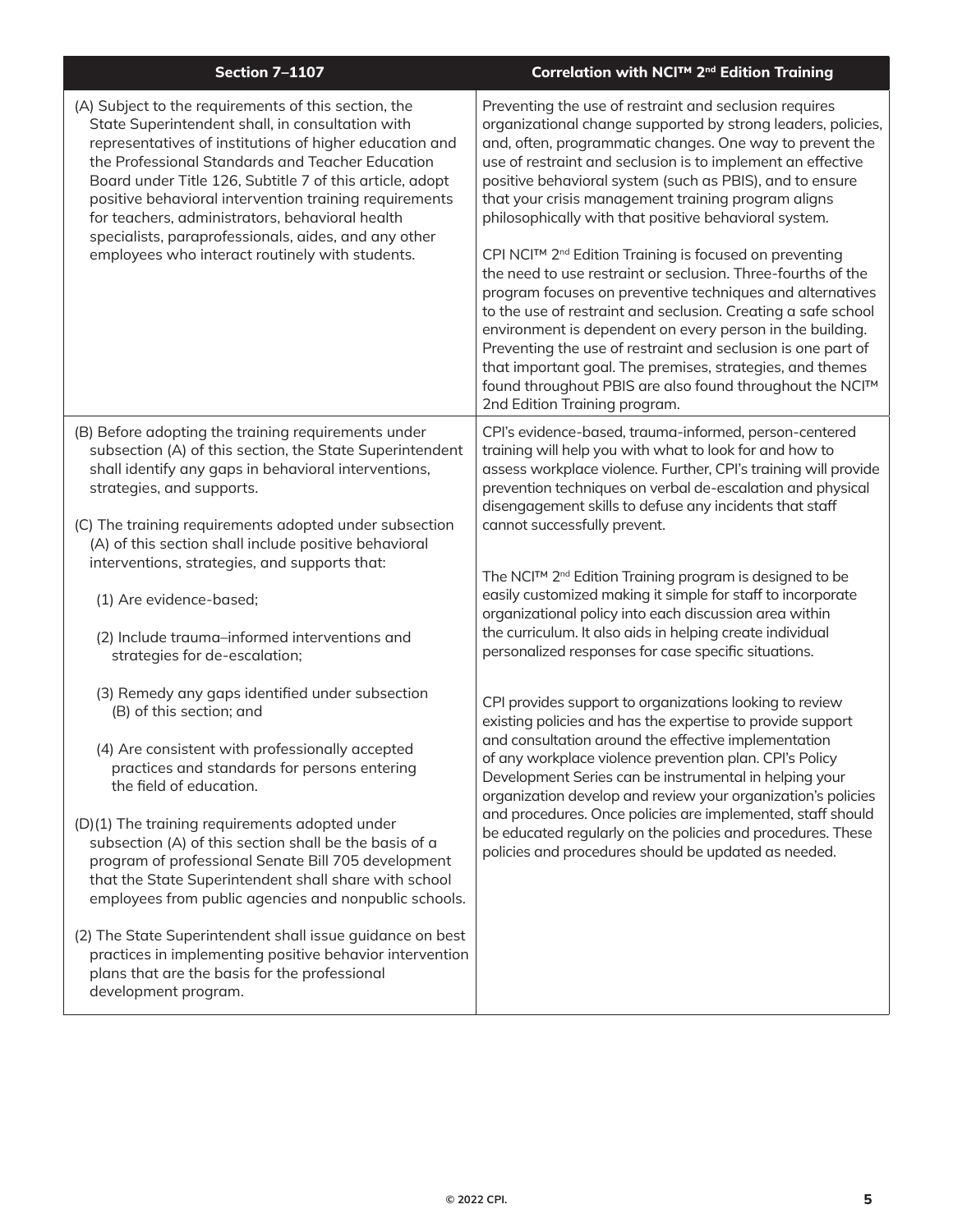| Section 7–1107 | Correlation with NCI™ 2nd Edition Training |
|---|---|
| (A) Subject to the requirements of this section, the State Superintendent shall, in consultation with representatives of institutions of higher education and the Professional Standards and Teacher Education Board under Title 126, Subtitle 7 of this article, adopt positive behavioral intervention training requirements for teachers, administrators, behavioral health specialists, paraprofessionals, aides, and any other employees who interact routinely with students. | Preventing the use of restraint and seclusion requires organizational change supported by strong leaders, policies, and, often, programmatic changes. One way to prevent the use of restraint and seclusion is to implement an effective positive behavioral system (such as PBIS), and to ensure that your crisis management training program aligns philosophically with that positive behavioral system.<br><br>CPI NCI™ 2nd Edition Training is focused on preventing the need to use restraint or seclusion. Three-fourths of the program focuses on preventive techniques and alternatives to the use of restraint and seclusion. Creating a safe school environment is dependent on every person in the building. Preventing the use of restraint and seclusion is one part of that important goal. The premises, strategies, and themes found throughout PBIS are also found throughout the NCI™ 2nd Edition Training program. |
| (B) Before adopting the training requirements under subsection (A) of this section, the State Superintendent shall identify any gaps in behavioral interventions, strategies, and supports.<br><br>(C) The training requirements adopted under subsection (A) of this section shall include positive behavioral interventions, strategies, and supports that:<br><br>(1) Are evidence-based;<br><br>(2) Include trauma–informed interventions and strategies for de-escalation;<br><br>(3) Remedy any gaps identified under subsection (B) of this section; and<br><br>(4) Are consistent with professionally accepted practices and standards for persons entering the field of education.<br><br>(D)(1) The training requirements adopted under subsection (A) of this section shall be the basis of a program of professional Senate Bill 705 development that the State Superintendent shall share with school employees from public agencies and nonpublic schools.<br><br>(2) The State Superintendent shall issue guidance on best practices in implementing positive behavior intervention plans that are the basis for the professional development program. | CPI's evidence-based, trauma-informed, person-centered training will help you with what to look for and how to assess workplace violence. Further, CPI's training will provide prevention techniques on verbal de-escalation and physical disengagement skills to defuse any incidents that staff cannot successfully prevent.<br><br>The NCI™ 2nd Edition Training program is designed to be easily customized making it simple for staff to incorporate organizational policy into each discussion area within the curriculum. It also aids in helping create individual personalized responses for case specific situations.<br><br>CPI provides support to organizations looking to review existing policies and has the expertise to provide support and consultation around the effective implementation of any workplace violence prevention plan. CPI's Policy Development Series can be instrumental in helping your organization develop and review your organization's policies and procedures. Once policies are implemented, staff should be educated regularly on the policies and procedures. These policies and procedures should be updated as needed. |

© 2022 CPI.